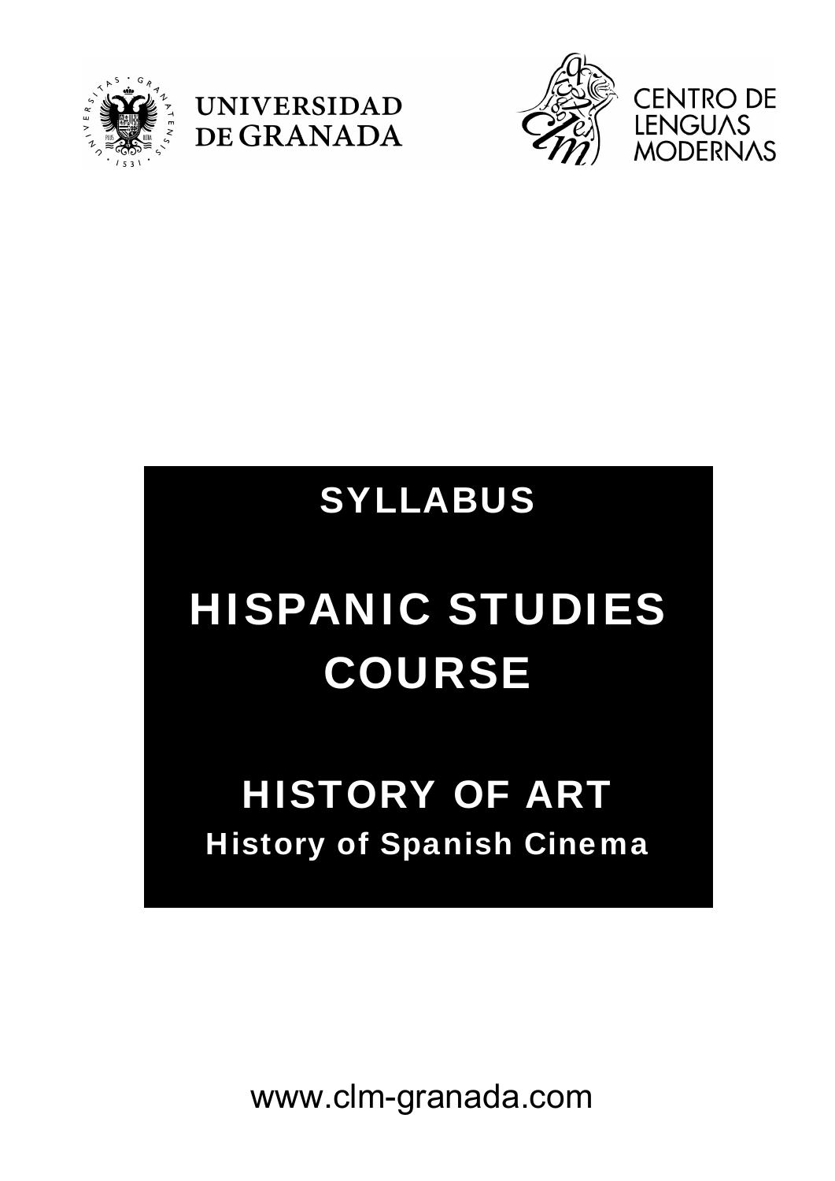UNIVERSIDAD DE GRANADA

CENTRO DE LENGUAS MODERNAS

# SYLLABUS

# HISPANIC STUDIES COURSE

## HISTORY OF ART

### History of Spanish Cinema

www.clm-granada.com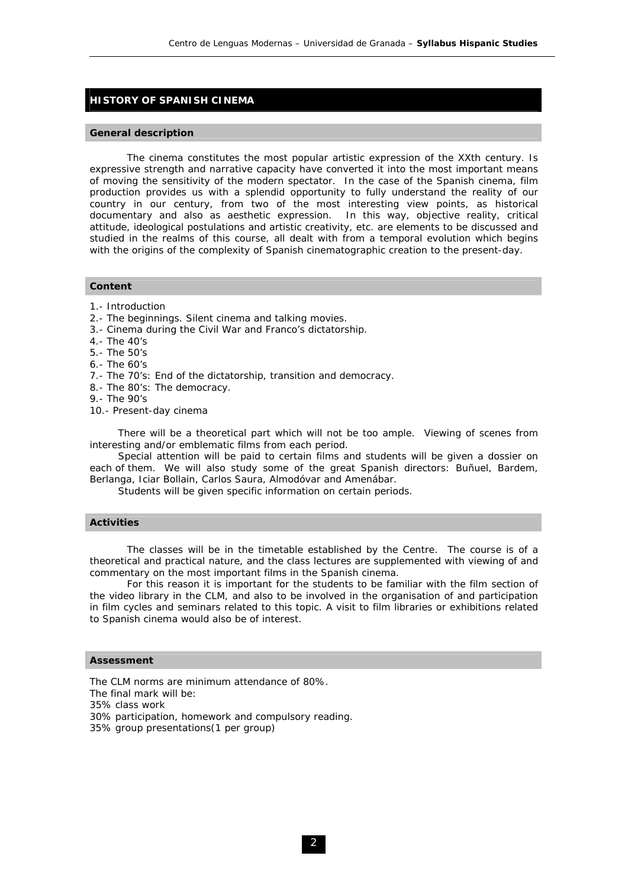## HISTORY OF SPANISH CINEMA

### General description

The cinema constitutes the most popular artistic expression of the XXth century. Is expressive strength and narrative capacity have converted it into the most important means of moving the sensitivity of the modern spectator. In the case of the Spanish cinema, film production provides us with a splendid opportunity to fully understand the reality of our country in our century, from two of the most interesting view points, as historical documentary and also as aesthetic expression. In this way, objective reality, critical attitude, ideological postulations and artistic creativity, etc. are elements to be discussed and studied in the realms of this course, all dealt with from a temporal evolution which begins with the origins of the complexity of Spanish cinematographic creation to the present-day.

### Content

1.- Introduction
2.- The beginnings. Silent cinema and talking movies.
3.- Cinema during the Civil War and Franco's dictatorship.
4.- The 40's
5.- The 50's
6.- The 60's
7.- The 70's: End of the dictatorship, transition and democracy.
8.- The 80's: The democracy.
9.- The 90's
10.- Present-day cinema

There will be a theoretical part which will not be too ample. Viewing of scenes from interesting and/or emblematic films from each period.

Special attention will be paid to certain films and students will be given a dossier on each of them. We will also study some of the great Spanish directors: Buñuel, Bardem, Berlanga, Iciar Bollain, Carlos Saura, Almodóvar and Amenábar.

Students will be given specific information on certain periods.

### Activities

The classes will be in the timetable established by the Centre. The course is of a theoretical and practical nature, and the class lectures are supplemented with viewing of and commentary on the most important films in the Spanish cinema.

For this reason it is important for the students to be familiar with the film section of the video library in the CLM, and also to be involved in the organisation of and participation in film cycles and seminars related to this topic. A visit to film libraries or exhibitions related to Spanish cinema would also be of interest.

### Assessment

The CLM norms are minimum attendance of 80%.
The final mark will be:
35% class work
30% participation, homework and compulsory reading.
35% group presentations(1 per group)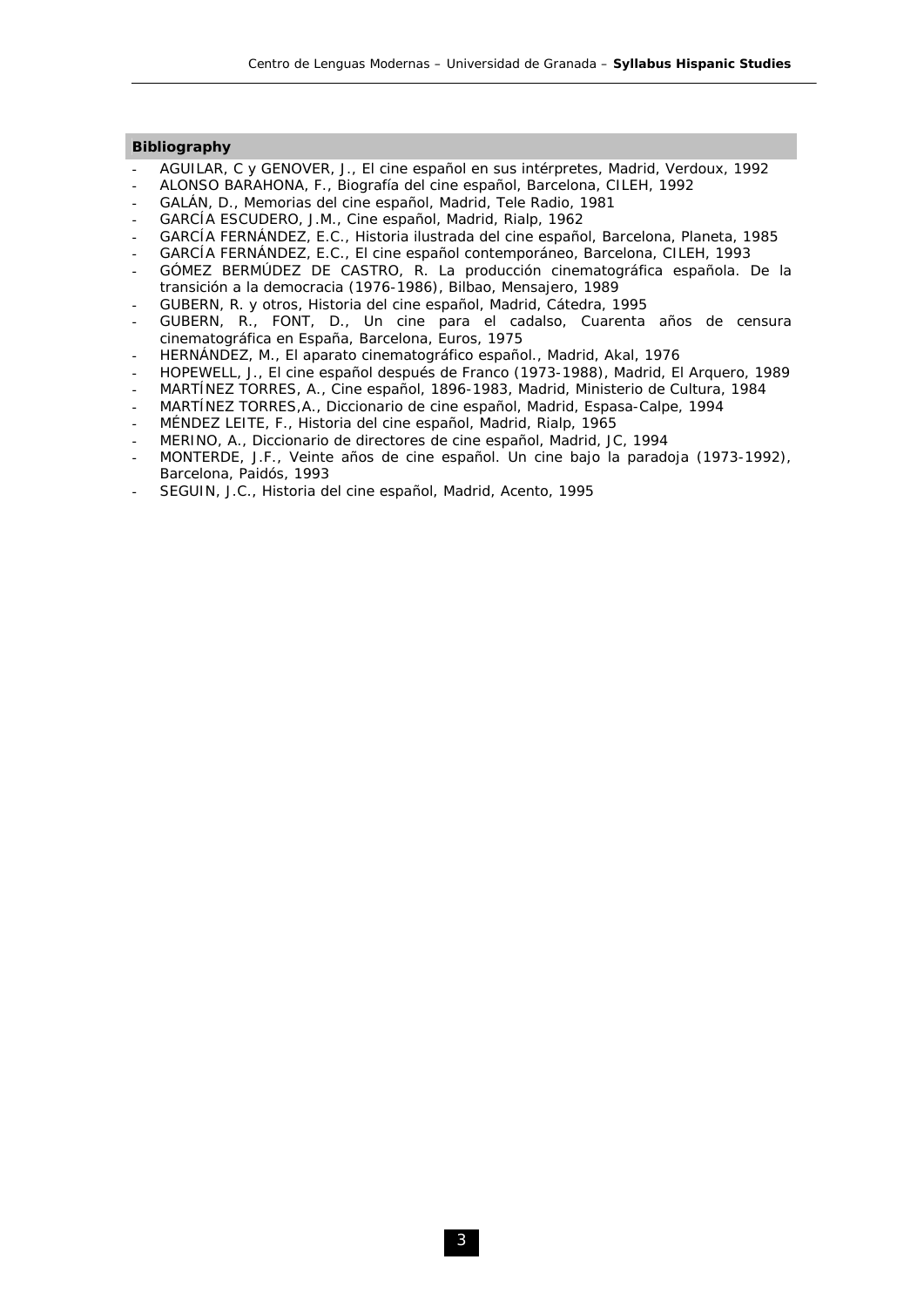## Bibliography

- AGUILAR, C y GENOVER, J., El cine español en sus intérpretes, Madrid, Verdoux, 1992
- ALONSO BARAHONA, F., Biografía del cine español, Barcelona, CILEH, 1992
- GALÁN, D., Memorias del cine español, Madrid, Tele Radio, 1981
- GARCÍA ESCUDERO, J.M., Cine español, Madrid, Rialp, 1962
- GARCÍA FERNÁNDEZ, E.C., Historia ilustrada del cine español, Barcelona, Planeta, 1985
- GARCÍA FERNÁNDEZ, E.C., El cine español contemporáneo, Barcelona, CILEH, 1993
- GÓMEZ BERMÚDEZ DE CASTRO, R. La producción cinematográfica española. De la transición a la democracia (1976-1986), Bilbao, Mensajero, 1989
- GUBERN, R. y otros, Historia del cine español, Madrid, Cátedra, 1995
- GUBERN, R., FONT, D., Un cine para el cadalso, Cuarenta años de censura cinematográfica en España, Barcelona, Euros, 1975
- HERNÁNDEZ, M., El aparato cinematográfico español., Madrid, Akal, 1976
- HOPEWELL, J., El cine español después de Franco (1973-1988), Madrid, El Arquero, 1989
- MARTÍNEZ TORRES, A., Cine español, 1896-1983, Madrid, Ministerio de Cultura, 1984
- MARTÍNEZ TORRES,A., Diccionario de cine español, Madrid, Espasa-Calpe, 1994
- MÉNDEZ LEITE, F., Historia del cine español, Madrid, Rialp, 1965
- MERINO, A., Diccionario de directores de cine español, Madrid, JC, 1994
- MONTERDE, J.F., Veinte años de cine español. Un cine bajo la paradoja (1973-1992), Barcelona, Paidós, 1993
- SEGUIN, J.C., Historia del cine español, Madrid, Acento, 1995